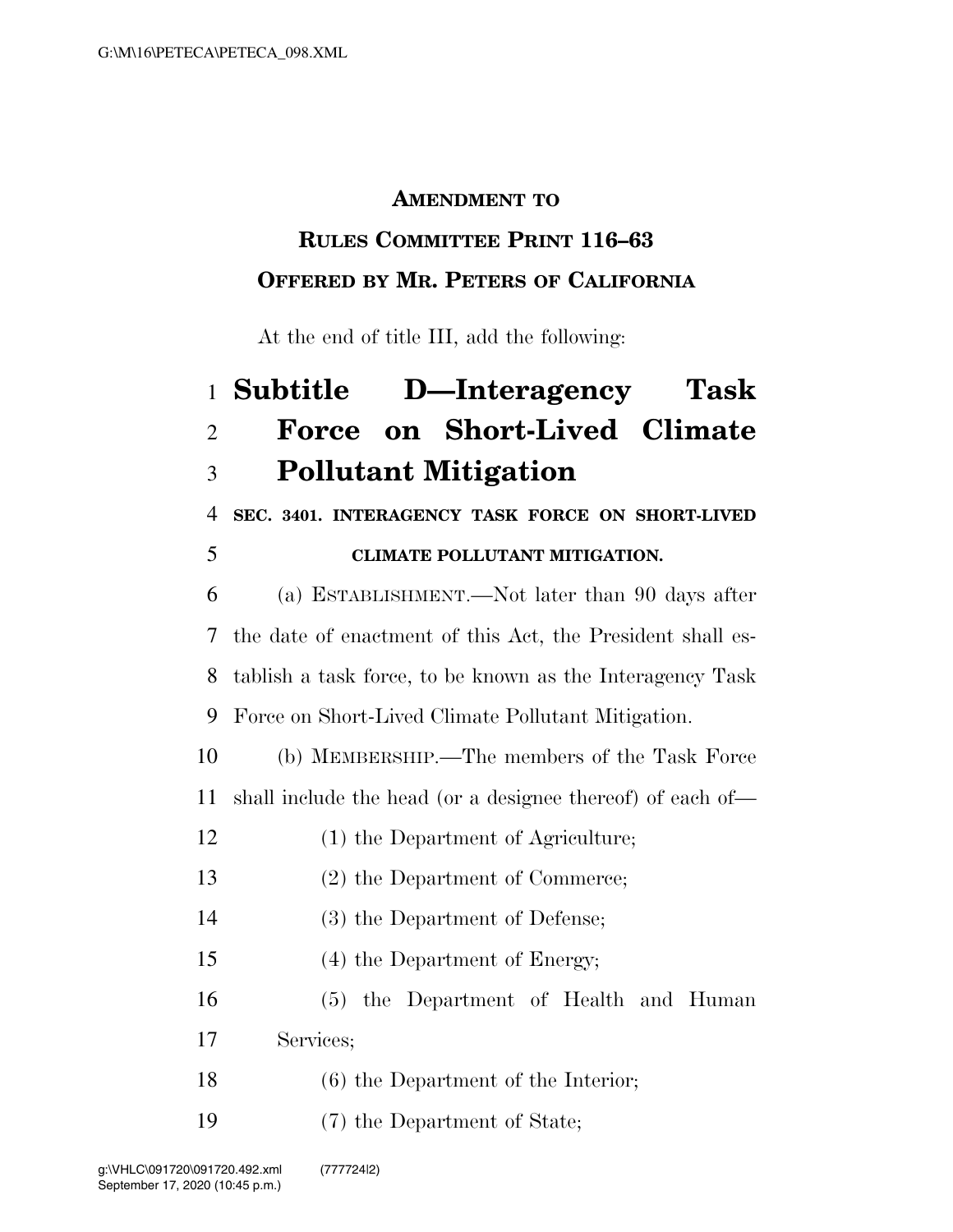**AMENDMENT TO**

**RULES COMMITTEE PRINT 116–63**

**OFFERED BY MR. PETERS OF CALIFORNIA**

At the end of title III, add the following:

# Subtitle D—Interagency Task Force on Short-Lived Climate Pollutant Mitigation

**SEC. 3401. INTERAGENCY TASK FORCE ON SHORT-LIVED CLIMATE POLLUTANT MITIGATION.**

(a) ESTABLISHMENT.—Not later than 90 days after the date of enactment of this Act, the President shall establish a task force, to be known as the Interagency Task Force on Short-Lived Climate Pollutant Mitigation.

(b) MEMBERSHIP.—The members of the Task Force shall include the head (or a designee thereof) of each of—

(1) the Department of Agriculture;

(2) the Department of Commerce;

(3) the Department of Defense;

(4) the Department of Energy;

(5) the Department of Health and Human Services;

(6) the Department of the Interior;

(7) the Department of State;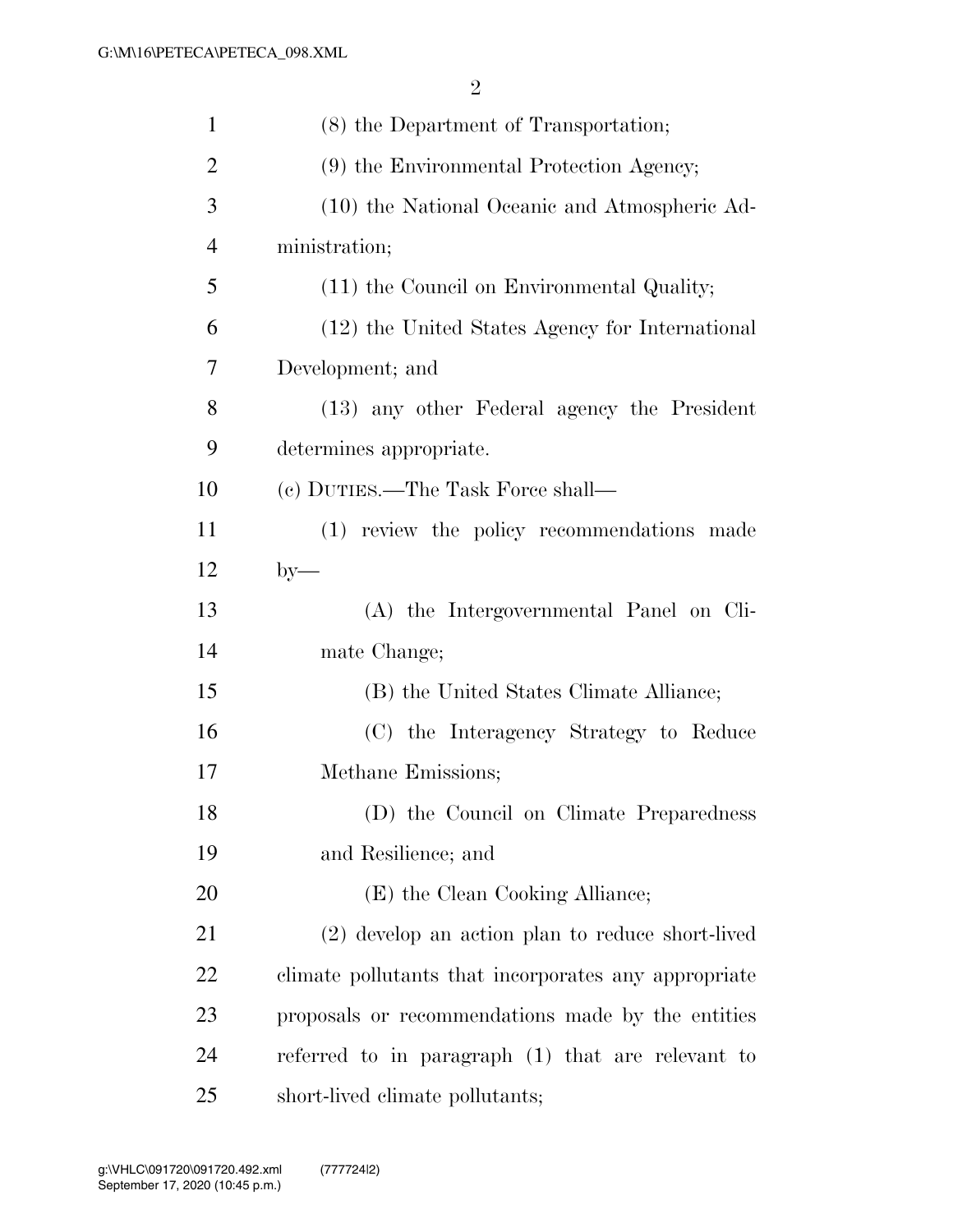(8) the Department of Transportation;

(9) the Environmental Protection Agency;

(10) the National Oceanic and Atmospheric Administration;

(11) the Council on Environmental Quality;

(12) the United States Agency for International Development; and

(13) any other Federal agency the President determines appropriate.

(c) DUTIES.—The Task Force shall—

(1) review the policy recommendations made by—

(A) the Intergovernmental Panel on Climate Change;

(B) the United States Climate Alliance;

(C) the Interagency Strategy to Reduce Methane Emissions;

(D) the Council on Climate Preparedness and Resilience; and

(E) the Clean Cooking Alliance;

(2) develop an action plan to reduce short-lived climate pollutants that incorporates any appropriate proposals or recommendations made by the entities referred to in paragraph (1) that are relevant to short-lived climate pollutants;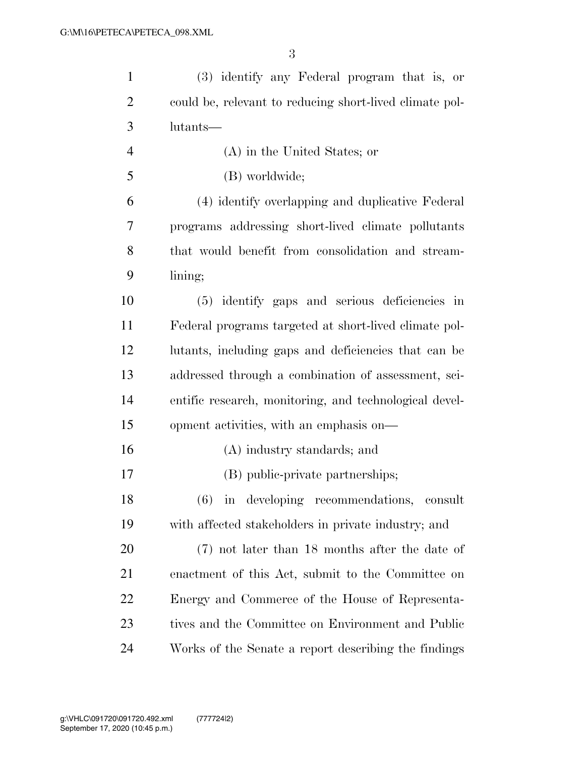(3) identify any Federal program that is, or could be, relevant to reducing short-lived climate pollutants—

(A) in the United States; or

(B) worldwide;

(4) identify overlapping and duplicative Federal programs addressing short-lived climate pollutants that would benefit from consolidation and streamlining;

(5) identify gaps and serious deficiencies in Federal programs targeted at short-lived climate pollutants, including gaps and deficiencies that can be addressed through a combination of assessment, scientific research, monitoring, and technological development activities, with an emphasis on—

(A) industry standards; and

(B) public-private partnerships;

(6) in developing recommendations, consult with affected stakeholders in private industry; and

(7) not later than 18 months after the date of enactment of this Act, submit to the Committee on Energy and Commerce of the House of Representatives and the Committee on Environment and Public Works of the Senate a report describing the findings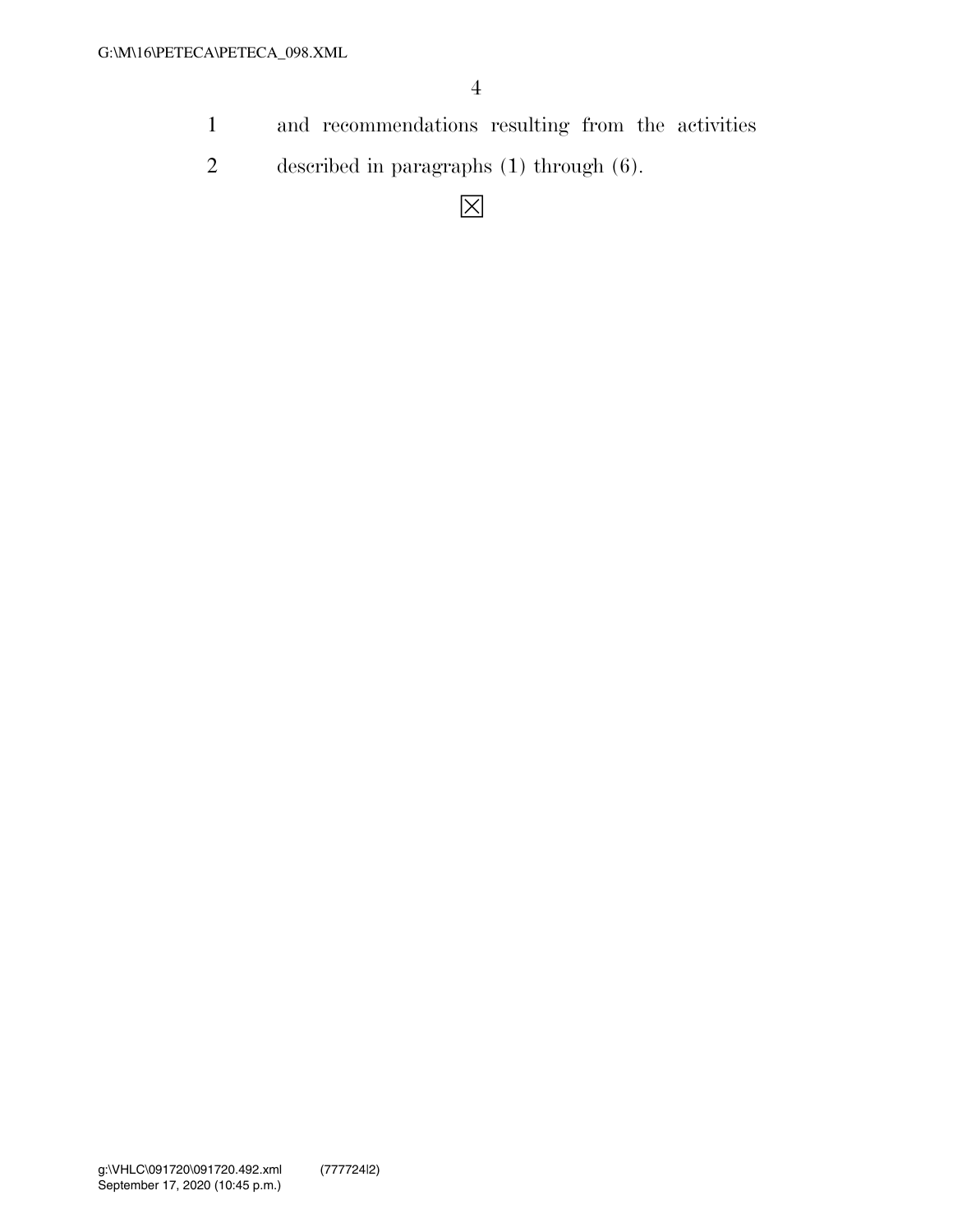and recommendations resulting from the activities described in paragraphs (1) through (6).